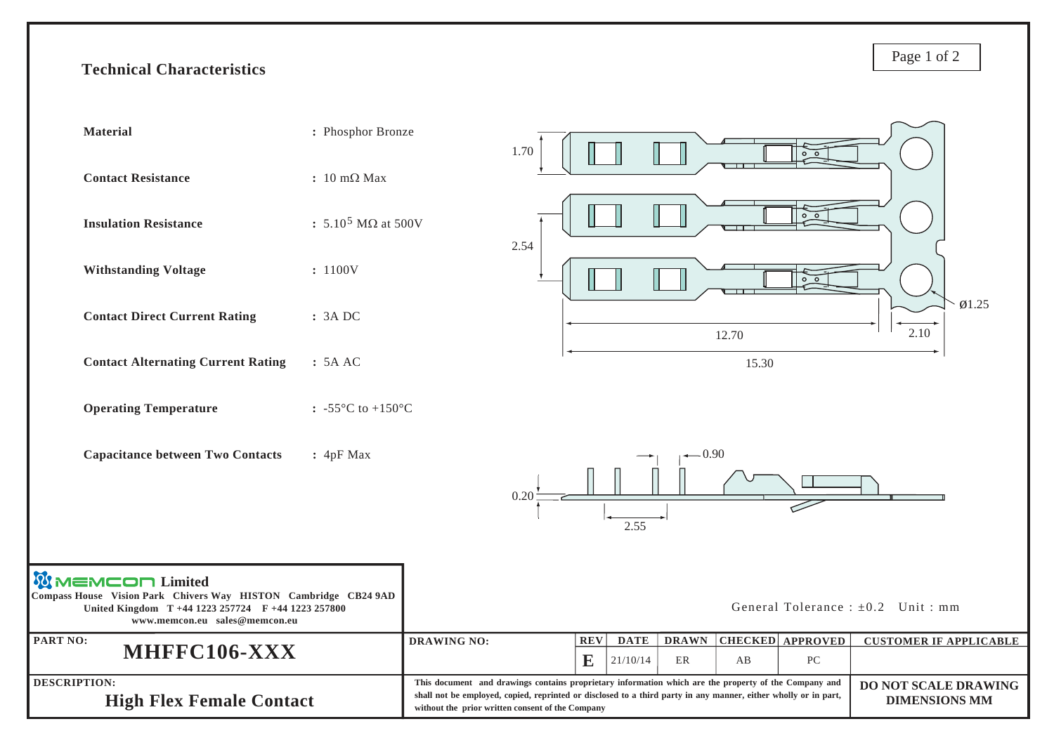# Technical Characteristics

| | |
|---|---|
| **Material** | : Phosphor Bronze |
| **Contact Resistance** | : 10 mΩ Max |
| **Insulation Resistance** | : $5.10^5$ MΩ at 500V |
| **Withstanding Voltage** | : 1100V |
| **Contact Direct Current Rating** | : 3A DC |
| **Contact Alternating Current Rating** | : 5A AC |
| **Operating Temperature** | : -55°C to +150°C |
| **Capacitance between Two Contacts** | : 4pF Max |

1.70

2.54

Ø1.25

12.70

2.10

15.30

0.90

0.20

2.55

General Tolerance : ±0.2 Unit : mm

**MEMCON Limited**
**Compass House Vision Park Chivers Way HISTON Cambridge CB24 9AD**
**United Kingdom T +44 1223 257724 F +44 1223 257800**
**www.memcon.eu sales@memcon.eu**

| PART NO: | DRAWING NO: | REV | DATE | DRAWN | CHECKED | APPROVED | CUSTOMER IF APPLICABLE |
|---|---|---|---|---|---|---|---|
| **MHFFC106-XXX** | | E | 21/10/14 | ER | AB | PC | |

**DESCRIPTION:**
**High Flex Female Contact**

**This document and drawings contains proprietary information which are the property of the Company and shall not be employed, copied, reprinted or disclosed to a third party in any manner, either wholly or in part, without the prior written consent of the Company**

**DO NOT SCALE DRAWING**
**DIMENSIONS MM**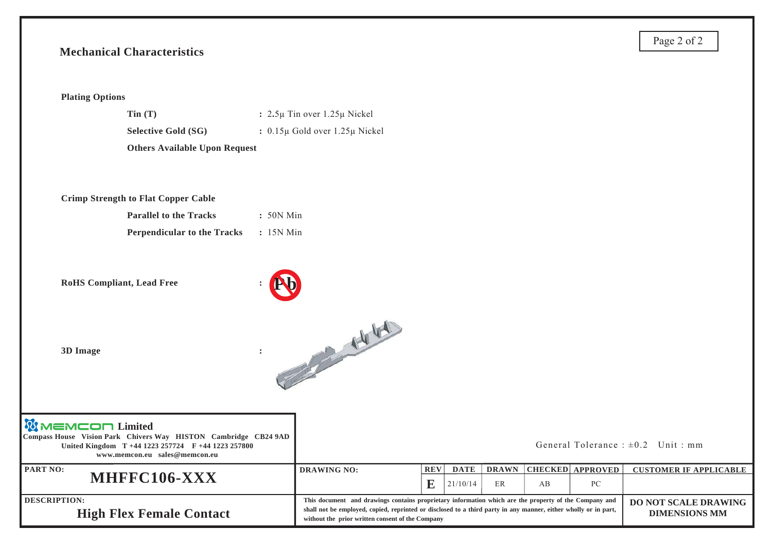## Mechanical Characteristics

**Plating Options**

| | |
|---|---|
| **Tin (T)** | : 2.5µ Tin over 1.25µ Nickel |
| **Selective Gold (SG)** | : 0.15µ Gold over 1.25µ Nickel |
| **Others Available Upon Request** | |

**Crimp Strength to Flat Copper Cable**

| | |
|---|---|
| **Parallel to the Tracks** | : 50N Min |
| **Perpendicular to the Tracks** | : 15N Min |

**RoHS Compliant, Lead Free** :

**3D Image** :

**MEMCON Limited**
Compass House Vision Park Chivers Way HISTON Cambridge CB24 9AD
United Kingdom T +44 1223 257724 F +44 1223 257800
www.memcon.eu sales@memcon.eu

General Tolerance : ±0.2 Unit : mm

| PART NO: | DRAWING NO: | REV | DATE | DRAWN | CHECKED | APPROVED | CUSTOMER IF APPLICABLE |
|---|---|---|---|---|---|---|---|
| **MHFFC106-XXX** | | E | 21/10/14 | ER | AB | PC | |

| DESCRIPTION: | | |
|---|---|---|
| **High Flex Female Contact** | This document and drawings contains proprietary information which are the property of the Company and shall not be employed, copied, reprinted or disclosed to a third party in any manner, either wholly or in part, without the prior written consent of the Company | **DO NOT SCALE DRAWING DIMENSIONS MM** |